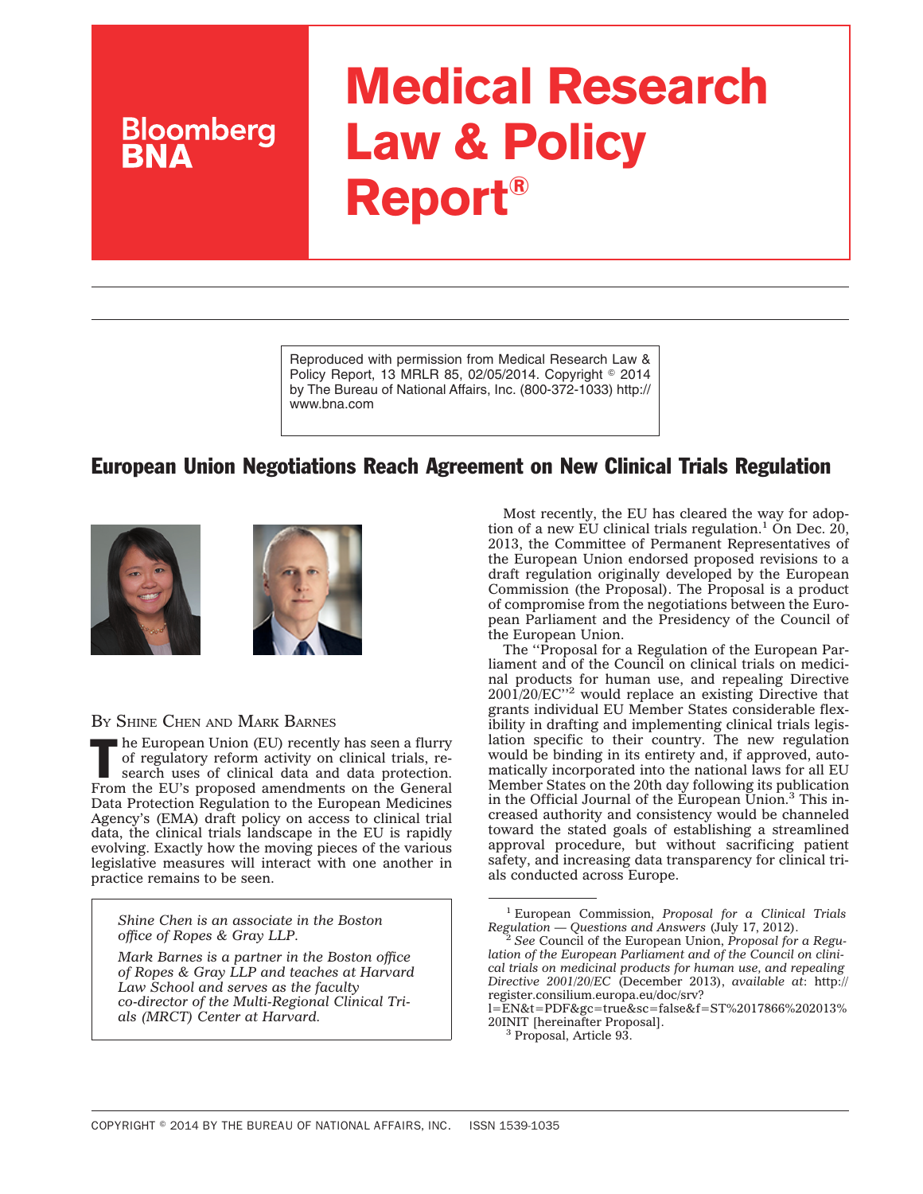# Medical Research Law & Policy Report®

Reproduced with permission from Medical Research Law & Policy Report, 13 MRLR 85, 02/05/2014. Copyright © 2014 by The Bureau of National Affairs, Inc. (800-372-1033) http://www.bna.com

## European Union Negotiations Reach Agreement on New Clinical Trials Regulation

BY SHINE CHEN AND MARK BARNES

The European Union (EU) recently has seen a flurry of regulatory reform activity on clinical trials, research uses of clinical data and data protection. From the EU's proposed amendments on the General Data Protection Regulation to the European Medicines Agency's (EMA) draft policy on access to clinical trial data, the clinical trials landscape in the EU is rapidly evolving. Exactly how the moving pieces of the various legislative measures will interact with one another in practice remains to be seen.

*Shine Chen is an associate in the Boston office of Ropes & Gray LLP.*

*Mark Barnes is a partner in the Boston office of Ropes & Gray LLP and teaches at Harvard Law School and serves as the faculty co-director of the Multi-Regional Clinical Trials (MRCT) Center at Harvard.*

Most recently, the EU has cleared the way for adoption of a new EU clinical trials regulation.[1] On Dec. 20, 2013, the Committee of Permanent Representatives of the European Union endorsed proposed revisions to a draft regulation originally developed by the European Commission (the Proposal). The Proposal is a product of compromise from the negotiations between the European Parliament and the Presidency of the Council of the European Union.

The ''Proposal for a Regulation of the European Parliament and of the Council on clinical trials on medicinal products for human use, and repealing Directive 2001/20/EC''[2] would replace an existing Directive that grants individual EU Member States considerable flexibility in drafting and implementing clinical trials legislation specific to their country. The new regulation would be binding in its entirety and, if approved, automatically incorporated into the national laws for all EU Member States on the 20th day following its publication in the Official Journal of the European Union.[3] This increased authority and consistency would be channeled toward the stated goals of establishing a streamlined approval procedure, but without sacrificing patient safety, and increasing data transparency for clinical trials conducted across Europe.

---

[1] European Commission, *Proposal for a Clinical Trials Regulation — Questions and Answers* (July 17, 2012).

[2] *See* Council of the European Union, *Proposal for a Regulation of the European Parliament and of the Council on clinical trials on medicinal products for human use, and repealing Directive 2001/20/EC* (December 2013), *available at*: http://register.consilium.europa.eu/doc/srv?l=EN&t=PDF&gc=true&sc=false&f=ST%2017866%202013%20INIT [hereinafter Proposal].

[3] Proposal, Article 93.

COPYRIGHT © 2014 BY THE BUREAU OF NATIONAL AFFAIRS, INC. ISSN 1539-1035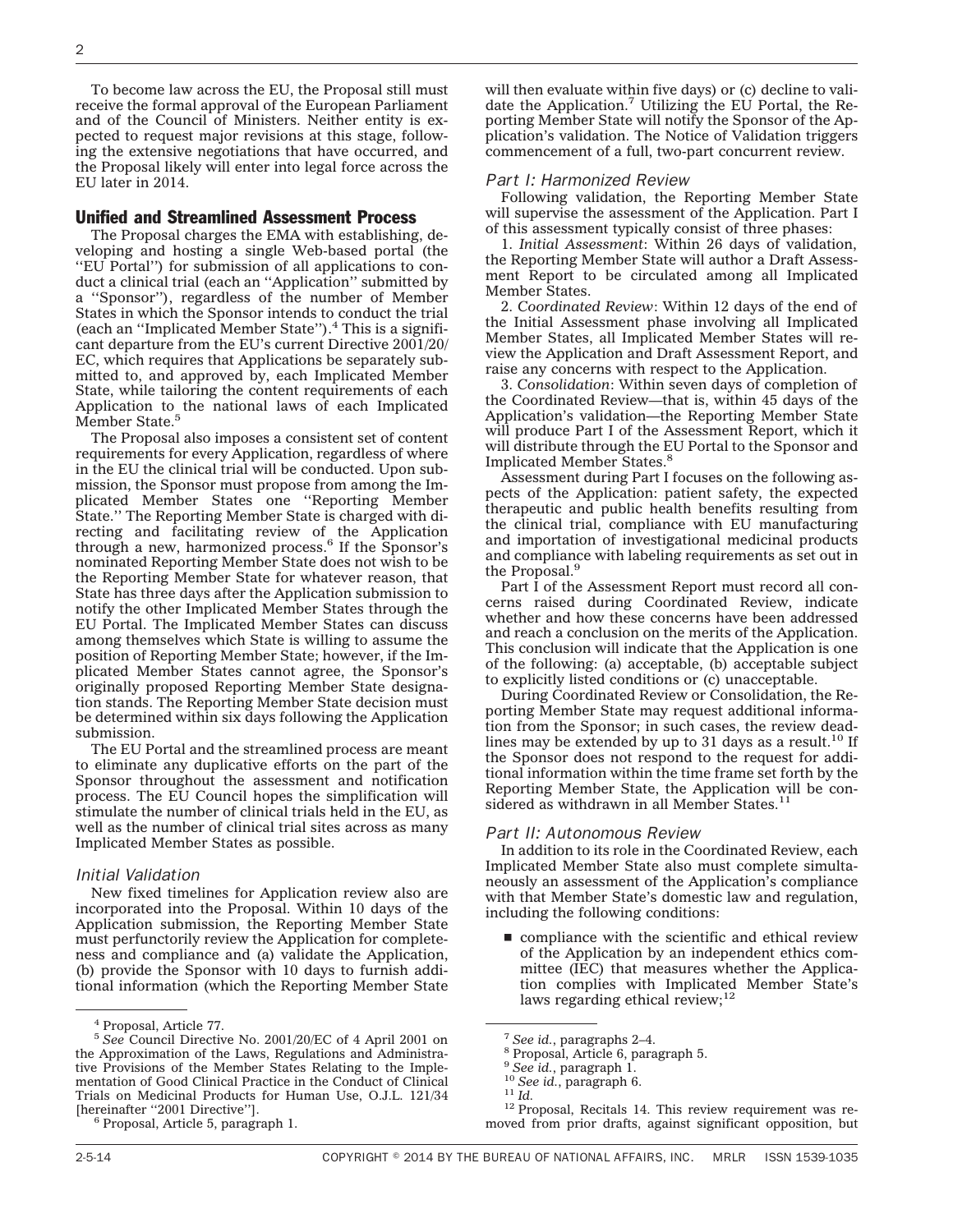To become law across the EU, the Proposal still must receive the formal approval of the European Parliament and of the Council of Ministers. Neither entity is expected to request major revisions at this stage, following the extensive negotiations that have occurred, and the Proposal likely will enter into legal force across the EU later in 2014.

## Unified and Streamlined Assessment Process

The Proposal charges the EMA with establishing, developing and hosting a single Web-based portal (the ''EU Portal'') for submission of all applications to conduct a clinical trial (each an ''Application'' submitted by a ''Sponsor''), regardless of the number of Member States in which the Sponsor intends to conduct the trial (each an ''Implicated Member State'').[4] This is a significant departure from the EU's current Directive 2001/20/EC, which requires that Applications be separately submitted to, and approved by, each Implicated Member State, while tailoring the content requirements of each Application to the national laws of each Implicated Member State.[5]

The Proposal also imposes a consistent set of content requirements for every Application, regardless of where in the EU the clinical trial will be conducted. Upon submission, the Sponsor must propose from among the Implicated Member States one ''Reporting Member State.'' The Reporting Member State is charged with directing and facilitating review of the Application through a new, harmonized process.[6] If the Sponsor's nominated Reporting Member State does not wish to be the Reporting Member State for whatever reason, that State has three days after the Application submission to notify the other Implicated Member States through the EU Portal. The Implicated Member States can discuss among themselves which State is willing to assume the position of Reporting Member State; however, if the Implicated Member States cannot agree, the Sponsor's originally proposed Reporting Member State designation stands. The Reporting Member State decision must be determined within six days following the Application submission.

The EU Portal and the streamlined process are meant to eliminate any duplicative efforts on the part of the Sponsor throughout the assessment and notification process. The EU Council hopes the simplification will stimulate the number of clinical trials held in the EU, as well as the number of clinical trial sites across as many Implicated Member States as possible.

### *Initial Validation*

New fixed timelines for Application review also are incorporated into the Proposal. Within 10 days of the Application submission, the Reporting Member State must perfunctorily review the Application for completeness and compliance and (a) validate the Application, (b) provide the Sponsor with 10 days to furnish additional information (which the Reporting Member State will then evaluate within five days) or (c) decline to validate the Application.[7] Utilizing the EU Portal, the Reporting Member State will notify the Sponsor of the Application's validation. The Notice of Validation triggers commencement of a full, two-part concurrent review.

### *Part I: Harmonized Review*

Following validation, the Reporting Member State will supervise the assessment of the Application. Part I of this assessment typically consist of three phases:

1. *Initial Assessment*: Within 26 days of validation, the Reporting Member State will author a Draft Assessment Report to be circulated among all Implicated Member States.

2. *Coordinated Review*: Within 12 days of the end of the Initial Assessment phase involving all Implicated Member States, all Implicated Member States will review the Application and Draft Assessment Report, and raise any concerns with respect to the Application.

3. *Consolidation*: Within seven days of completion of the Coordinated Review—that is, within 45 days of the Application's validation—the Reporting Member State will produce Part I of the Assessment Report, which it will distribute through the EU Portal to the Sponsor and Implicated Member States.[8]

Assessment during Part I focuses on the following aspects of the Application: patient safety, the expected therapeutic and public health benefits resulting from the clinical trial, compliance with EU manufacturing and importation of investigational medicinal products and compliance with labeling requirements as set out in the Proposal.[9]

Part I of the Assessment Report must record all concerns raised during Coordinated Review, indicate whether and how these concerns have been addressed and reach a conclusion on the merits of the Application. This conclusion will indicate that the Application is one of the following: (a) acceptable, (b) acceptable subject to explicitly listed conditions or (c) unacceptable.

During Coordinated Review or Consolidation, the Reporting Member State may request additional information from the Sponsor; in such cases, the review deadlines may be extended by up to 31 days as a result.[10] If the Sponsor does not respond to the request for additional information within the time frame set forth by the Reporting Member State, the Application will be considered as withdrawn in all Member States.[11]

### *Part II: Autonomous Review*

In addition to its role in the Coordinated Review, each Implicated Member State also must complete simultaneously an assessment of the Application's compliance with that Member State's domestic law and regulation, including the following conditions:

- compliance with the scientific and ethical review of the Application by an independent ethics committee (IEC) that measures whether the Application complies with Implicated Member State's laws regarding ethical review;[12]

---

[4] Proposal, Article 77.

[5] *See* Council Directive No. 2001/20/EC of 4 April 2001 on the Approximation of the Laws, Regulations and Administrative Provisions of the Member States Relating to the Implementation of Good Clinical Practice in the Conduct of Clinical Trials on Medicinal Products for Human Use, O.J.L. 121/34 [hereinafter ''2001 Directive''].

[6] Proposal, Article 5, paragraph 1.

[7] *See id.*, paragraphs 2–4.

[8] Proposal, Article 6, paragraph 5.

[9] *See id.*, paragraph 1.

[10] *See id.*, paragraph 6.

[11] *Id.*

[12] Proposal, Recitals 14. This review requirement was removed from prior drafts, against significant opposition, but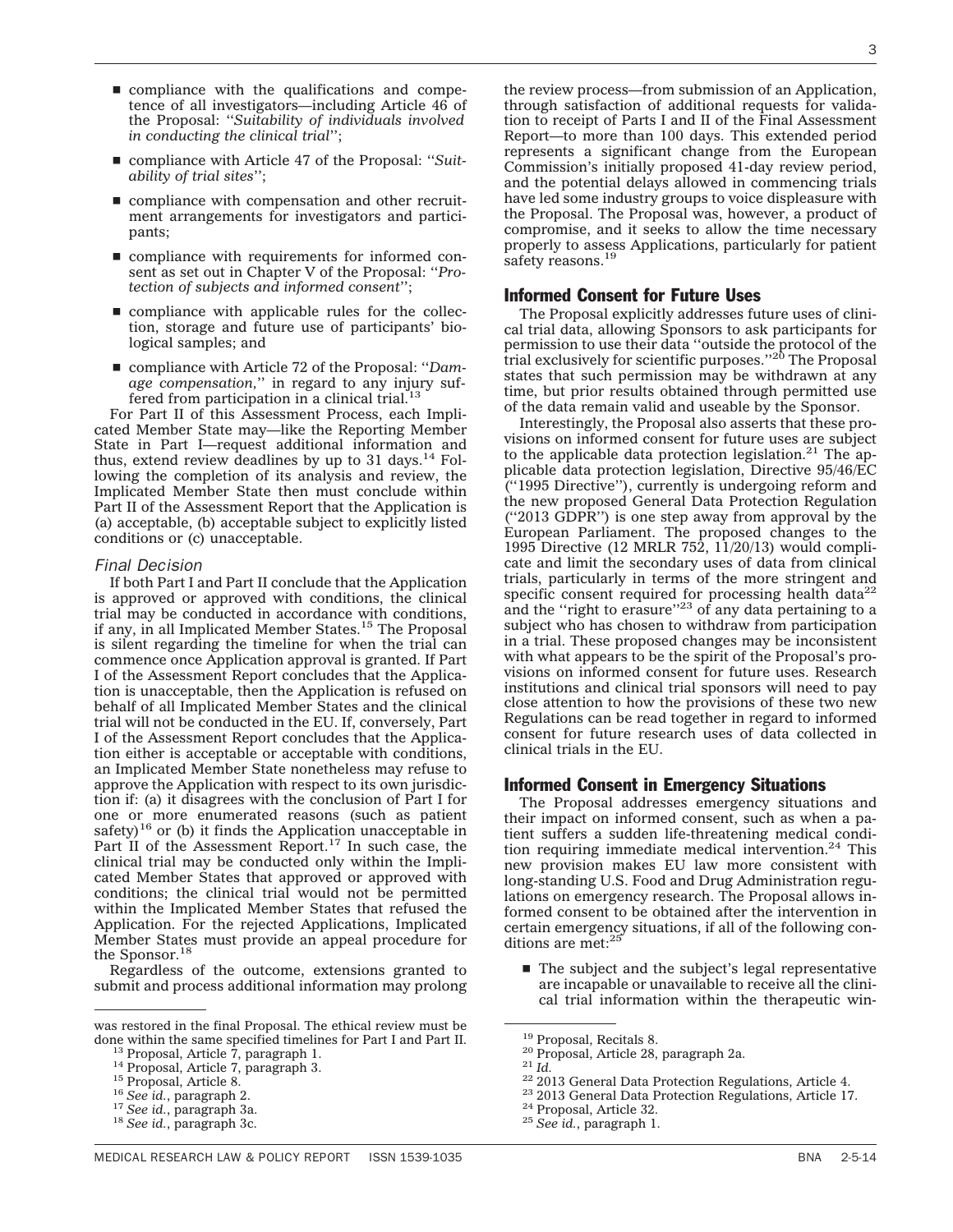- compliance with the qualifications and competence of all investigators—including Article 46 of the Proposal: ''*Suitability of individuals involved in conducting the clinical trial*'';
- compliance with Article 47 of the Proposal: ''*Suitability of trial sites*'';
- compliance with compensation and other recruitment arrangements for investigators and participants;
- compliance with requirements for informed consent as set out in Chapter V of the Proposal: ''*Protection of subjects and informed consent*'';
- compliance with applicable rules for the collection, storage and future use of participants' biological samples; and
- compliance with Article 72 of the Proposal: ''*Damage compensation,*'' in regard to any injury suffered from participation in a clinical trial.[13]

For Part II of this Assessment Process, each Implicated Member State may—like the Reporting Member State in Part I—request additional information and thus, extend review deadlines by up to 31 days.[14] Following the completion of its analysis and review, the Implicated Member State then must conclude within Part II of the Assessment Report that the Application is (a) acceptable, (b) acceptable subject to explicitly listed conditions or (c) unacceptable.

### *Final Decision*

If both Part I and Part II conclude that the Application is approved or approved with conditions, the clinical trial may be conducted in accordance with conditions, if any, in all Implicated Member States.[15] The Proposal is silent regarding the timeline for when the trial can commence once Application approval is granted. If Part I of the Assessment Report concludes that the Application is unacceptable, then the Application is refused on behalf of all Implicated Member States and the clinical trial will not be conducted in the EU. If, conversely, Part I of the Assessment Report concludes that the Application either is acceptable or acceptable with conditions, an Implicated Member State nonetheless may refuse to approve the Application with respect to its own jurisdiction if: (a) it disagrees with the conclusion of Part I for one or more enumerated reasons (such as patient safety)[16] or (b) it finds the Application unacceptable in Part II of the Assessment Report.[17] In such case, the clinical trial may be conducted only within the Implicated Member States that approved or approved with conditions; the clinical trial would not be permitted within the Implicated Member States that refused the Application. For the rejected Applications, Implicated Member States must provide an appeal procedure for the Sponsor.[18]

Regardless of the outcome, extensions granted to submit and process additional information may prolong the review process—from submission of an Application, through satisfaction of additional requests for validation to receipt of Parts I and II of the Final Assessment Report—to more than 100 days. This extended period represents a significant change from the European Commission's initially proposed 41-day review period, and the potential delays allowed in commencing trials have led some industry groups to voice displeasure with the Proposal. The Proposal was, however, a product of compromise, and it seeks to allow the time necessary properly to assess Applications, particularly for patient safety reasons.[19]

## Informed Consent for Future Uses

The Proposal explicitly addresses future uses of clinical trial data, allowing Sponsors to ask participants for permission to use their data ''outside the protocol of the trial exclusively for scientific purposes.''[20] The Proposal states that such permission may be withdrawn at any time, but prior results obtained through permitted use of the data remain valid and useable by the Sponsor.

Interestingly, the Proposal also asserts that these provisions on informed consent for future uses are subject to the applicable data protection legislation.[21] The applicable data protection legislation, Directive 95/46/EC (''1995 Directive''), currently is undergoing reform and the new proposed General Data Protection Regulation (''2013 GDPR'') is one step away from approval by the European Parliament. The proposed changes to the 1995 Directive (12 MRLR 752, 11/20/13) would complicate and limit the secondary uses of data from clinical trials, particularly in terms of the more stringent and specific consent required for processing health data[22] and the ''right to erasure''[23] of any data pertaining to a subject who has chosen to withdraw from participation in a trial. These proposed changes may be inconsistent with what appears to be the spirit of the Proposal's provisions on informed consent for future uses. Research institutions and clinical trial sponsors will need to pay close attention to how the provisions of these two new Regulations can be read together in regard to informed consent for future research uses of data collected in clinical trials in the EU.

## Informed Consent in Emergency Situations

The Proposal addresses emergency situations and their impact on informed consent, such as when a patient suffers a sudden life-threatening medical condition requiring immediate medical intervention.[24] This new provision makes EU law more consistent with long-standing U.S. Food and Drug Administration regulations on emergency research. The Proposal allows informed consent to be obtained after the intervention in certain emergency situations, if all of the following conditions are met:[25]

- The subject and the subject's legal representative are incapable or unavailable to receive all the clinical trial information within the therapeutic win-

---

was restored in the final Proposal. The ethical review must be done within the same specified timelines for Part I and Part II.

[13] Proposal, Article 7, paragraph 1.

[14] Proposal, Article 7, paragraph 3.

[15] Proposal, Article 8.

[16] *See id.*, paragraph 2.

[17] *See id.*, paragraph 3a.

[18] *See id.*, paragraph 3c.

[19] Proposal, Recitals 8.

[20] Proposal, Article 28, paragraph 2a.

[21] *Id.*

[22] 2013 General Data Protection Regulations, Article 4.

[23] 2013 General Data Protection Regulations, Article 17.

[24] Proposal, Article 32.

[25] *See id.*, paragraph 1.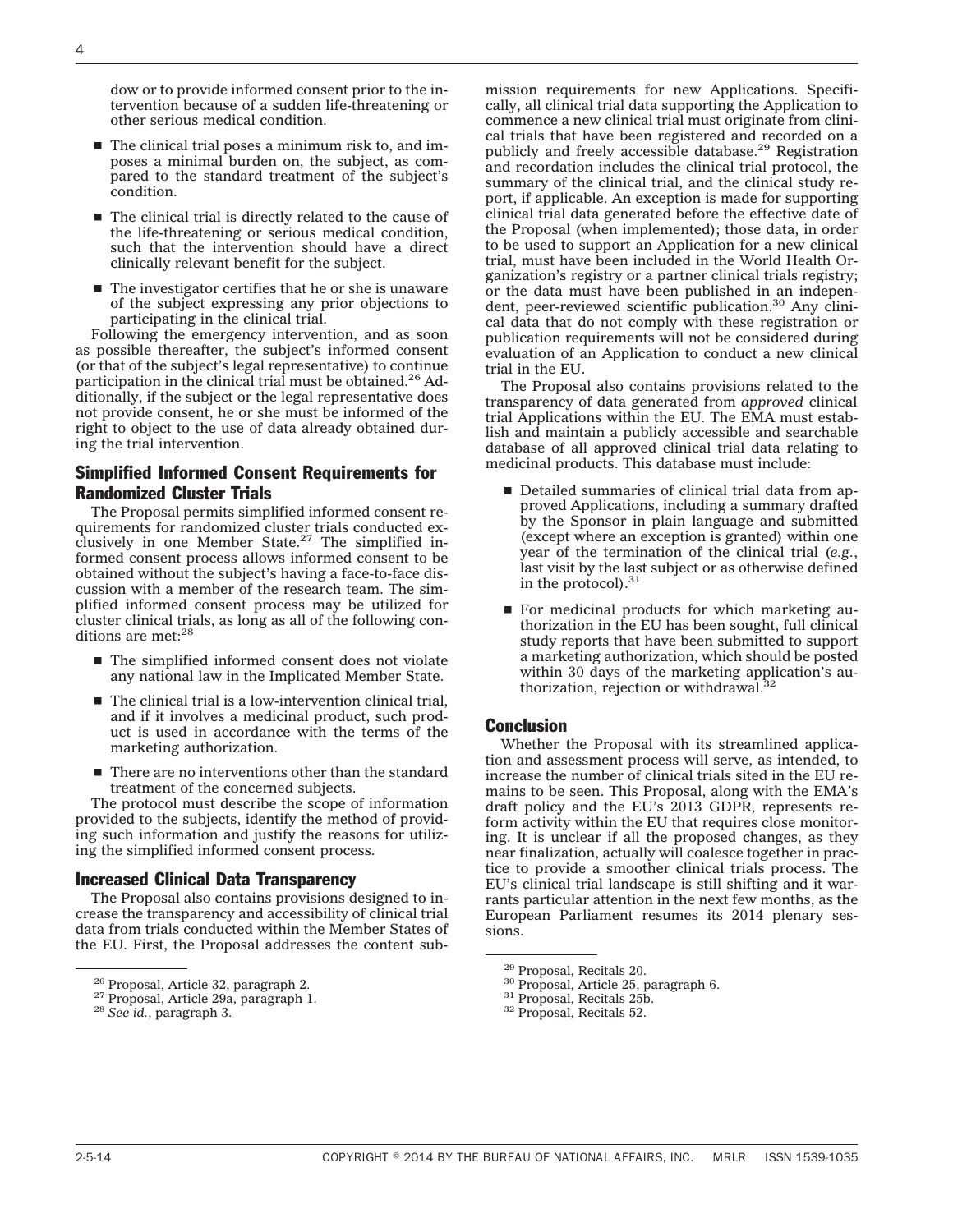dow or to provide informed consent prior to the intervention because of a sudden life-threatening or other serious medical condition.

- The clinical trial poses a minimum risk to, and imposes a minimal burden on, the subject, as compared to the standard treatment of the subject's condition.
- The clinical trial is directly related to the cause of the life-threatening or serious medical condition, such that the intervention should have a direct clinically relevant benefit for the subject.
- The investigator certifies that he or she is unaware of the subject expressing any prior objections to participating in the clinical trial.

Following the emergency intervention, and as soon as possible thereafter, the subject's informed consent (or that of the subject's legal representative) to continue participation in the clinical trial must be obtained.[26] Additionally, if the subject or the legal representative does not provide consent, he or she must be informed of the right to object to the use of data already obtained during the trial intervention.

## Simplified Informed Consent Requirements for Randomized Cluster Trials

The Proposal permits simplified informed consent requirements for randomized cluster trials conducted exclusively in one Member State.[27] The simplified informed consent process allows informed consent to be obtained without the subject's having a face-to-face discussion with a member of the research team. The simplified informed consent process may be utilized for cluster clinical trials, as long as all of the following conditions are met:[28]

- The simplified informed consent does not violate any national law in the Implicated Member State.
- The clinical trial is a low-intervention clinical trial, and if it involves a medicinal product, such product is used in accordance with the terms of the marketing authorization.
- There are no interventions other than the standard treatment of the concerned subjects.

The protocol must describe the scope of information provided to the subjects, identify the method of providing such information and justify the reasons for utilizing the simplified informed consent process.

## Increased Clinical Data Transparency

The Proposal also contains provisions designed to increase the transparency and accessibility of clinical trial data from trials conducted within the Member States of the EU. First, the Proposal addresses the content submission requirements for new Applications. Specifically, all clinical trial data supporting the Application to commence a new clinical trial must originate from clinical trials that have been registered and recorded on a publicly and freely accessible database.[29] Registration and recordation includes the clinical trial protocol, the summary of the clinical trial, and the clinical study report, if applicable. An exception is made for supporting clinical trial data generated before the effective date of the Proposal (when implemented); those data, in order to be used to support an Application for a new clinical trial, must have been included in the World Health Organization's registry or a partner clinical trials registry; or the data must have been published in an independent, peer-reviewed scientific publication.[30] Any clinical data that do not comply with these registration or publication requirements will not be considered during evaluation of an Application to conduct a new clinical trial in the EU.

The Proposal also contains provisions related to the transparency of data generated from *approved* clinical trial Applications within the EU. The EMA must establish and maintain a publicly accessible and searchable database of all approved clinical trial data relating to medicinal products. This database must include:

- Detailed summaries of clinical trial data from approved Applications, including a summary drafted by the Sponsor in plain language and submitted (except where an exception is granted) within one year of the termination of the clinical trial (*e.g.*, last visit by the last subject or as otherwise defined in the protocol).[31]
- For medicinal products for which marketing authorization in the EU has been sought, full clinical study reports that have been submitted to support a marketing authorization, which should be posted within 30 days of the marketing application's authorization, rejection or withdrawal.[32]

## Conclusion

Whether the Proposal with its streamlined application and assessment process will serve, as intended, to increase the number of clinical trials sited in the EU remains to be seen. This Proposal, along with the EMA's draft policy and the EU's 2013 GDPR, represents reform activity within the EU that requires close monitoring. It is unclear if all the proposed changes, as they near finalization, actually will coalesce together in practice to provide a smoother clinical trials process. The EU's clinical trial landscape is still shifting and it warrants particular attention in the next few months, as the European Parliament resumes its 2014 plenary sessions.

[26] Proposal, Article 32, paragraph 2.
[27] Proposal, Article 29a, paragraph 1.
[28] *See id.*, paragraph 3.
[29] Proposal, Recitals 20.
[30] Proposal, Article 25, paragraph 6.
[31] Proposal, Recitals 25b.
[32] Proposal, Recitals 52.